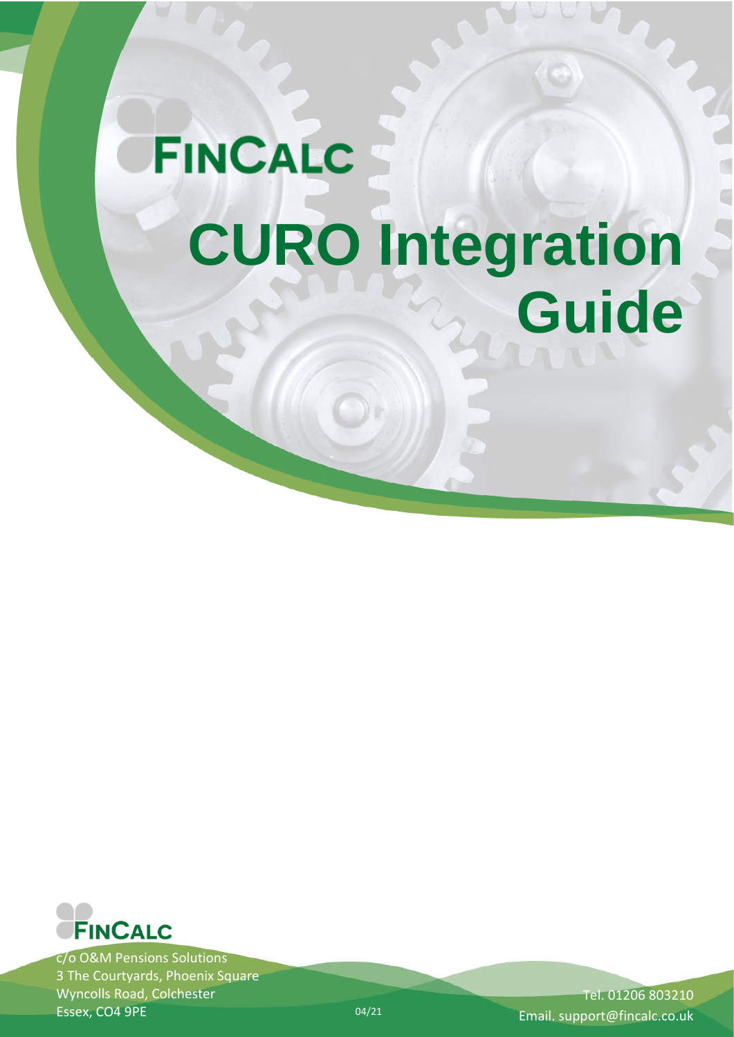# FINCALC

# CURO Integration Guide

FINCALC

c/o O&M Pensions Solutions
3 The Courtyards, Phoenix Square
Wyncolls Road, Colchester
Essex, CO4 9PE

04/21

Tel. 01206 803210
Email. support@fincalc.co.uk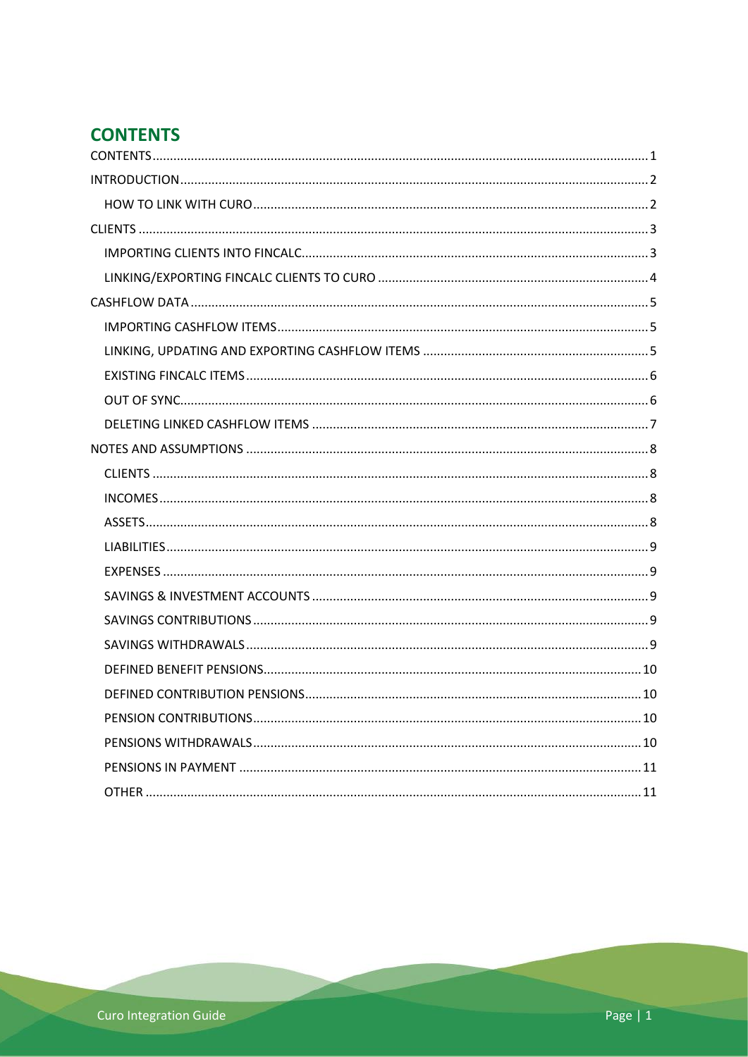# CONTENTS

- CONTENTS ..... 1
- INTRODUCTION ..... 2
  - HOW TO LINK WITH CURO ..... 2
- CLIENTS ..... 3
  - IMPORTING CLIENTS INTO FINCALC ..... 3
  - LINKING/EXPORTING FINCALC CLIENTS TO CURO ..... 4
- CASHFLOW DATA ..... 5
  - IMPORTING CASHFLOW ITEMS ..... 5
  - LINKING, UPDATING AND EXPORTING CASHFLOW ITEMS ..... 5
  - EXISTING FINCALC ITEMS ..... 6
  - OUT OF SYNC ..... 6
  - DELETING LINKED CASHFLOW ITEMS ..... 7
- NOTES AND ASSUMPTIONS ..... 8
  - CLIENTS ..... 8
  - INCOMES ..... 8
  - ASSETS ..... 8
  - LIABILITIES ..... 9
  - EXPENSES ..... 9
  - SAVINGS & INVESTMENT ACCOUNTS ..... 9
  - SAVINGS CONTRIBUTIONS ..... 9
  - SAVINGS WITHDRAWALS ..... 9
  - DEFINED BENEFIT PENSIONS ..... 10
  - DEFINED CONTRIBUTION PENSIONS ..... 10
  - PENSION CONTRIBUTIONS ..... 10
  - PENSIONS WITHDRAWALS ..... 10
  - PENSIONS IN PAYMENT ..... 11
  - OTHER ..... 11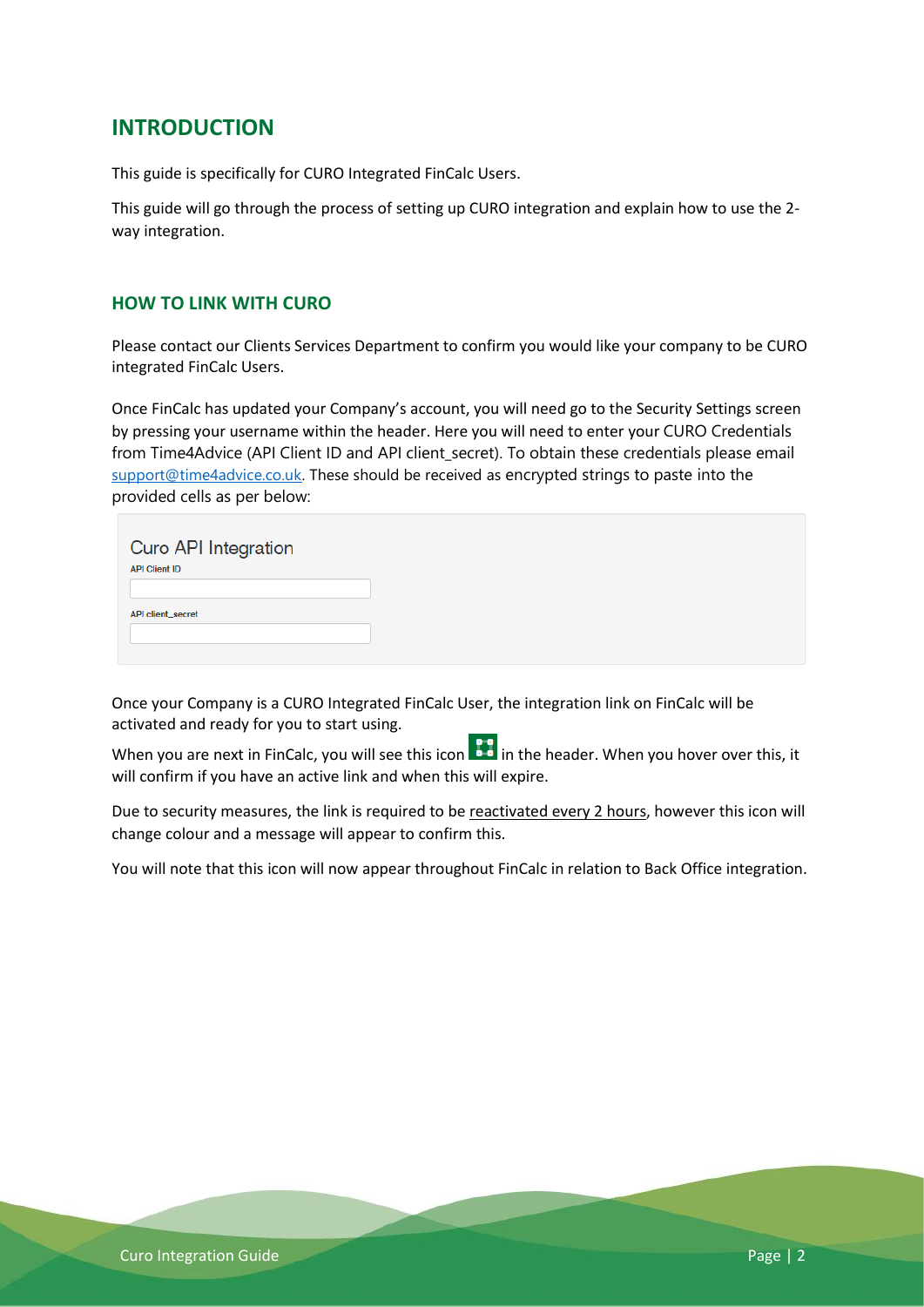# INTRODUCTION

This guide is specifically for CURO Integrated FinCalc Users.

This guide will go through the process of setting up CURO integration and explain how to use the 2-way integration.

## HOW TO LINK WITH CURO

Please contact our Clients Services Department to confirm you would like your company to be CURO integrated FinCalc Users.

Once FinCalc has updated your Company's account, you will need go to the Security Settings screen by pressing your username within the header. Here you will need to enter your CURO Credentials from Time4Advice (API Client ID and API client_secret). To obtain these credentials please email support@time4advice.co.uk. These should be received as encrypted strings to paste into the provided cells as per below:

Curo API Integration

API Client ID

API client_secret

Once your Company is a CURO Integrated FinCalc User, the integration link on FinCalc will be activated and ready for you to start using.

When you are next in FinCalc, you will see this icon in the header. When you hover over this, it will confirm if you have an active link and when this will expire.

Due to security measures, the link is required to be reactivated every 2 hours, however this icon will change colour and a message will appear to confirm this.

You will note that this icon will now appear throughout FinCalc in relation to Back Office integration.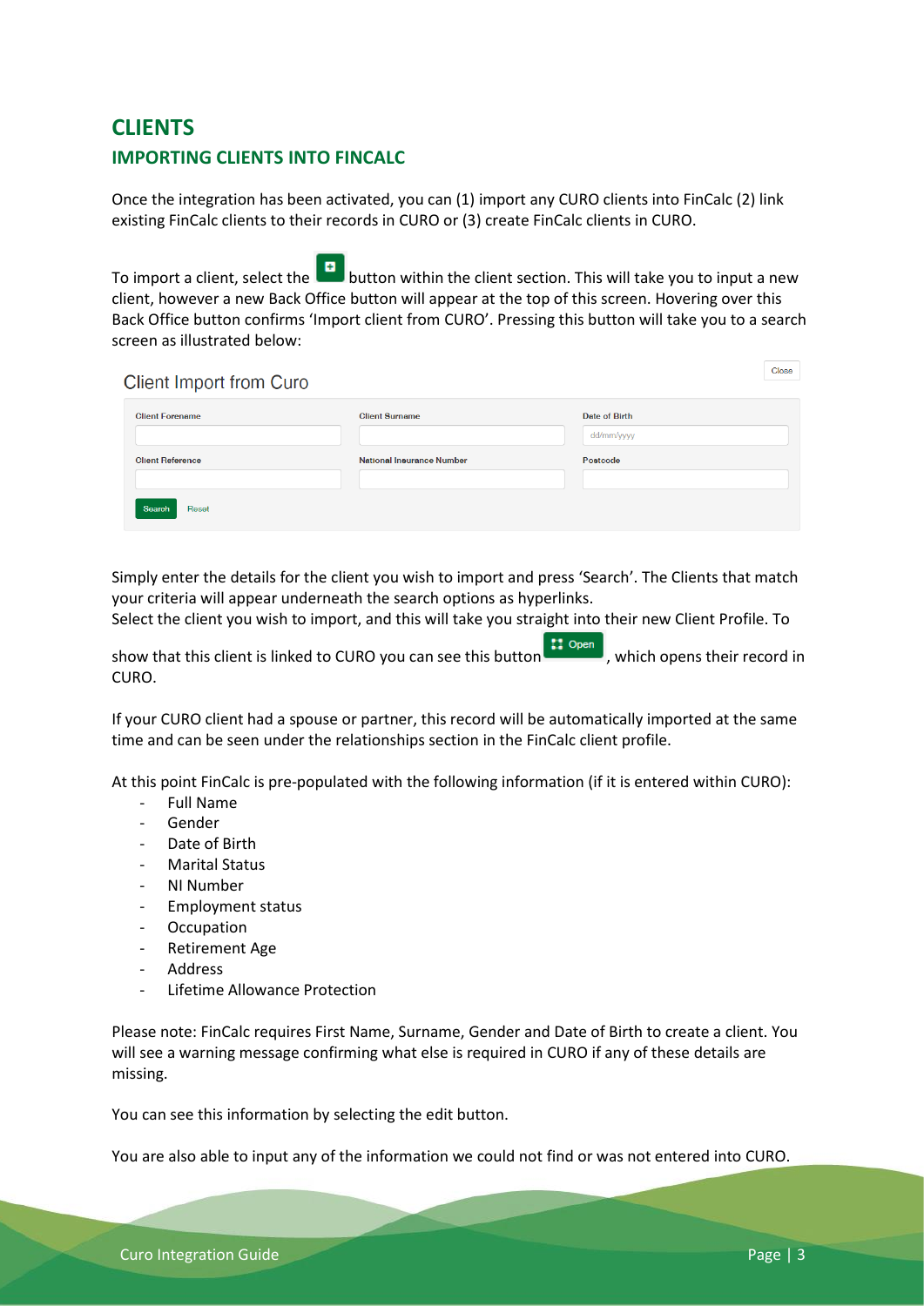# CLIENTS

## IMPORTING CLIENTS INTO FINCALC

Once the integration has been activated, you can (1) import any CURO clients into FinCalc (2) link existing FinCalc clients to their records in CURO or (3) create FinCalc clients in CURO.

To import a client, select the button within the client section. This will take you to input a new client, however a new Back Office button will appear at the top of this screen. Hovering over this Back Office button confirms 'Import client from CURO'. Pressing this button will take you to a search screen as illustrated below:

Client Import from Curo

Close

| Client Forename | Client Surname | Date of Birth |
|---|---|---|
| | | dd/mm/yyyy |
| **Client Reference** | **National Insurance Number** | **Postcode** |
| | | |

Search Reset

Simply enter the details for the client you wish to import and press 'Search'. The Clients that match your criteria will appear underneath the search options as hyperlinks.
Select the client you wish to import, and this will take you straight into their new Client Profile. To show that this client is linked to CURO you can see this button Open, which opens their record in CURO.

If your CURO client had a spouse or partner, this record will be automatically imported at the same time and can be seen under the relationships section in the FinCalc client profile.

At this point FinCalc is pre-populated with the following information (if it is entered within CURO):

- Full Name
- Gender
- Date of Birth
- Marital Status
- NI Number
- Employment status
- Occupation
- Retirement Age
- Address
- Lifetime Allowance Protection

Please note: FinCalc requires First Name, Surname, Gender and Date of Birth to create a client. You will see a warning message confirming what else is required in CURO if any of these details are missing.

You can see this information by selecting the edit button.

You are also able to input any of the information we could not find or was not entered into CURO.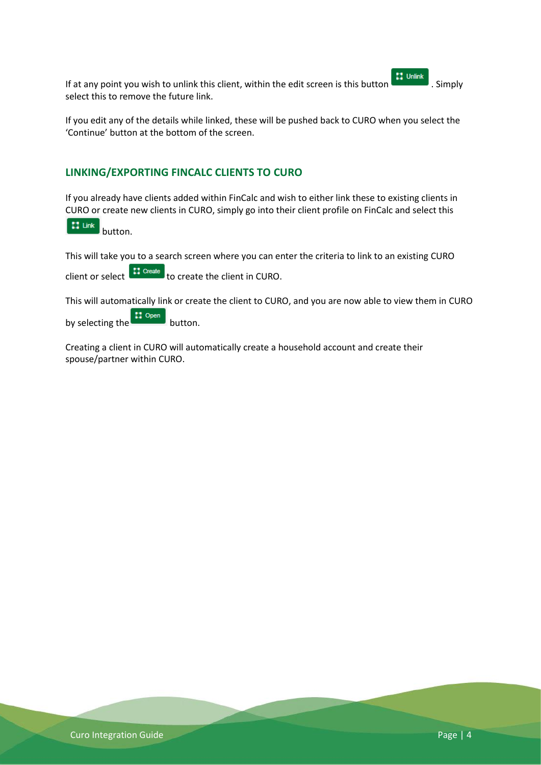If at any point you wish to unlink this client, within the edit screen is this button Unlink. Simply select this to remove the future link.

If you edit any of the details while linked, these will be pushed back to CURO when you select the 'Continue' button at the bottom of the screen.

## LINKING/EXPORTING FINCALC CLIENTS TO CURO

If you already have clients added within FinCalc and wish to either link these to existing clients in CURO or create new clients in CURO, simply go into their client profile on FinCalc and select this Link button.

This will take you to a search screen where you can enter the criteria to link to an existing CURO client or select Create to create the client in CURO.

This will automatically link or create the client to CURO, and you are now able to view them in CURO by selecting the Open button.

Creating a client in CURO will automatically create a household account and create their spouse/partner within CURO.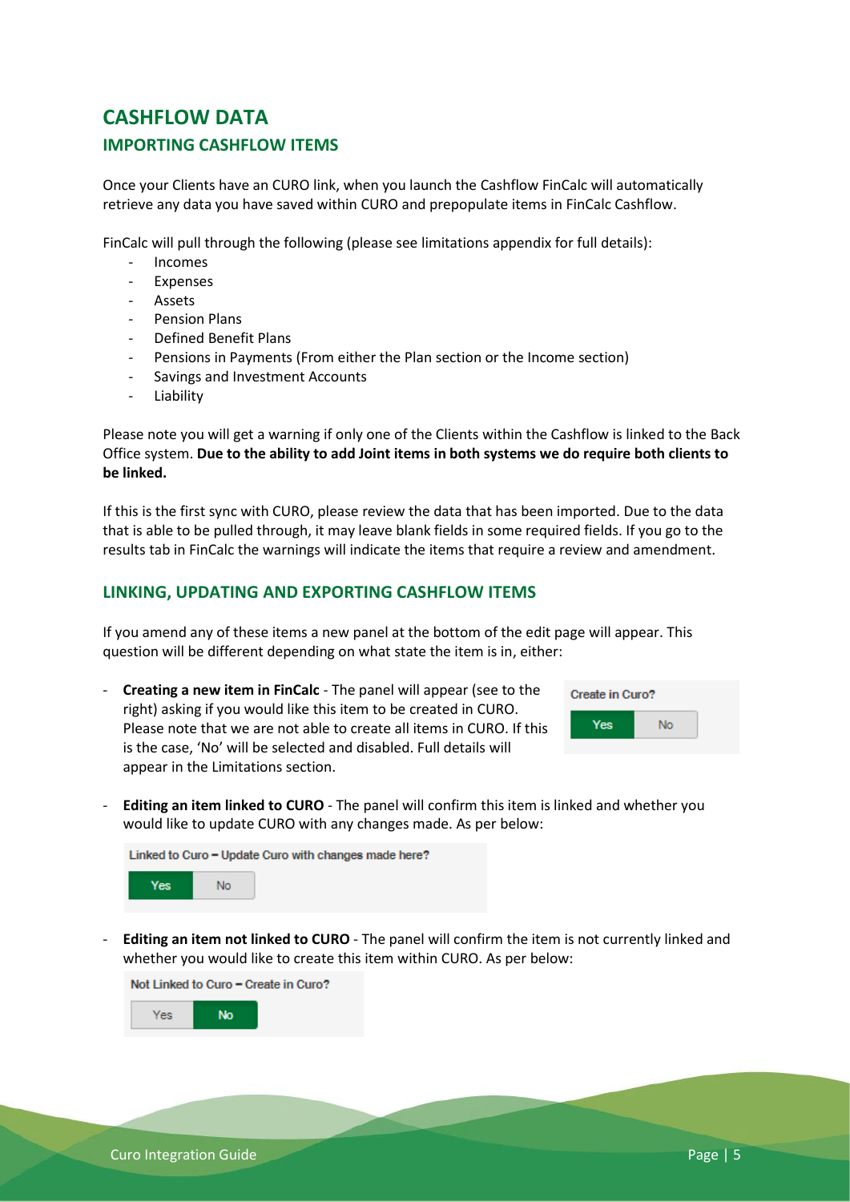# CASHFLOW DATA

## IMPORTING CASHFLOW ITEMS

Once your Clients have an CURO link, when you launch the Cashflow FinCalc will automatically retrieve any data you have saved within CURO and prepopulate items in FinCalc Cashflow.

FinCalc will pull through the following (please see limitations appendix for full details):

- Incomes
- Expenses
- Assets
- Pension Plans
- Defined Benefit Plans
- Pensions in Payments (From either the Plan section or the Income section)
- Savings and Investment Accounts
- Liability

Please note you will get a warning if only one of the Clients within the Cashflow is linked to the Back Office system. **Due to the ability to add Joint items in both systems we do require both clients to be linked.**

If this is the first sync with CURO, please review the data that has been imported. Due to the data that is able to be pulled through, it may leave blank fields in some required fields. If you go to the results tab in FinCalc the warnings will indicate the items that require a review and amendment.

## LINKING, UPDATING AND EXPORTING CASHFLOW ITEMS

If you amend any of these items a new panel at the bottom of the edit page will appear. This question will be different depending on what state the item is in, either:

- **Creating a new item in FinCalc** - The panel will appear (see to the right) asking if you would like this item to be created in CURO. Please note that we are not able to create all items in CURO. If this is the case, 'No' will be selected and disabled. Full details will appear in the Limitations section.

  Create in Curo?
  Yes | No

- **Editing an item linked to CURO** - The panel will confirm this item is linked and whether you would like to update CURO with any changes made. As per below:

  Linked to Curo – Update Curo with changes made here?
  Yes | No

- **Editing an item not linked to CURO** - The panel will confirm the item is not currently linked and whether you would like to create this item within CURO. As per below:

  Not Linked to Curo – Create in Curo?
  Yes | No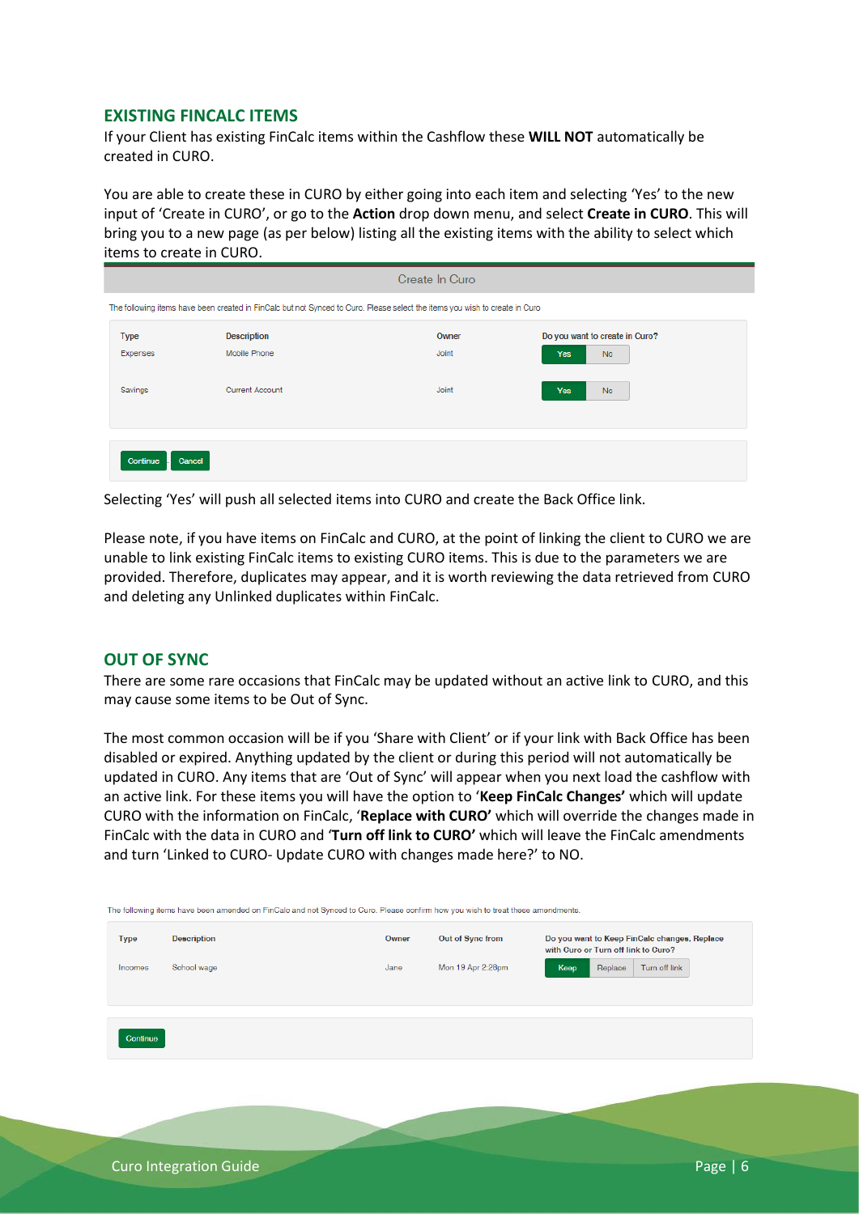## EXISTING FINCALC ITEMS

If your Client has existing FinCalc items within the Cashflow these **WILL NOT** automatically be created in CURO.

You are able to create these in CURO by either going into each item and selecting 'Yes' to the new input of 'Create in CURO', or go to the **Action** drop down menu, and select **Create in CURO**. This will bring you to a new page (as per below) listing all the existing items with the ability to select which items to create in CURO.

Create In Curo

The following items have been created in FinCalc but not Synced to Curo. Please select the items you wish to create in Curo

| Type | Description | Owner | Do you want to create in Curo? |
|---|---|---|---|
| Expenses | Mobile Phone | Joint | Yes / No |
| Savings | Current Account | Joint | Yes / No |

Continue | Cancel

Selecting 'Yes' will push all selected items into CURO and create the Back Office link.

Please note, if you have items on FinCalc and CURO, at the point of linking the client to CURO we are unable to link existing FinCalc items to existing CURO items. This is due to the parameters we are provided. Therefore, duplicates may appear, and it is worth reviewing the data retrieved from CURO and deleting any Unlinked duplicates within FinCalc.

## OUT OF SYNC

There are some rare occasions that FinCalc may be updated without an active link to CURO, and this may cause some items to be Out of Sync.

The most common occasion will be if you 'Share with Client' or if your link with Back Office has been disabled or expired. Anything updated by the client or during this period will not automatically be updated in CURO. Any items that are 'Out of Sync' will appear when you next load the cashflow with an active link. For these items you will have the option to '**Keep FinCalc Changes'** which will update CURO with the information on FinCalc, '**Replace with CURO'** which will override the changes made in FinCalc with the data in CURO and '**Turn off link to CURO'** which will leave the FinCalc amendments and turn 'Linked to CURO- Update CURO with changes made here?' to NO.

The following items have been amended on FinCalc and not Synced to Curo. Please confirm how you wish to treat these amendments.

| Type | Description | Owner | Out of Sync from | Do you want to Keep FinCalc changes, Replace with Curo or Turn off link to Curo? |
|---|---|---|---|---|
| Incomes | School wage | Jane | Mon 19 Apr 2:28pm | Keep / Replace / Turn off link |

Continue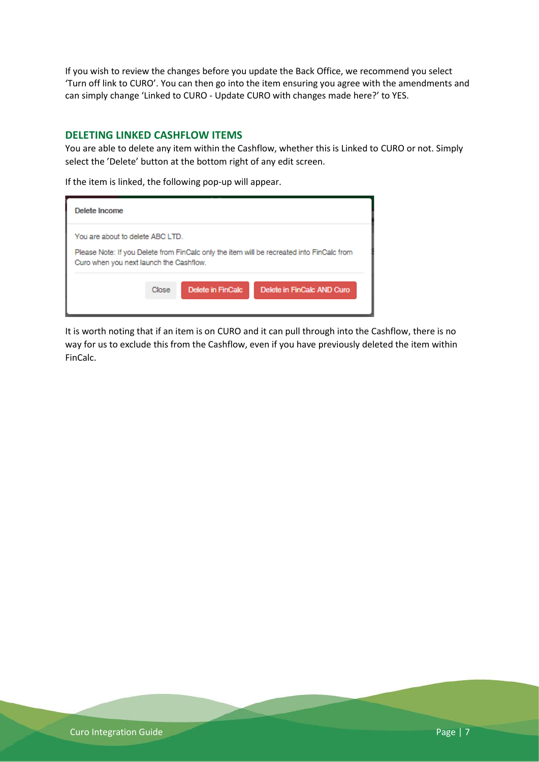If you wish to review the changes before you update the Back Office, we recommend you select 'Turn off link to CURO'. You can then go into the item ensuring you agree with the amendments and can simply change 'Linked to CURO - Update CURO with changes made here?' to YES.

## DELETING LINKED CASHFLOW ITEMS

You are able to delete any item within the Cashflow, whether this is Linked to CURO or not. Simply select the 'Delete' button at the bottom right of any edit screen.

If the item is linked, the following pop-up will appear.

It is worth noting that if an item is on CURO and it can pull through into the Cashflow, there is no way for us to exclude this from the Cashflow, even if you have previously deleted the item within FinCalc.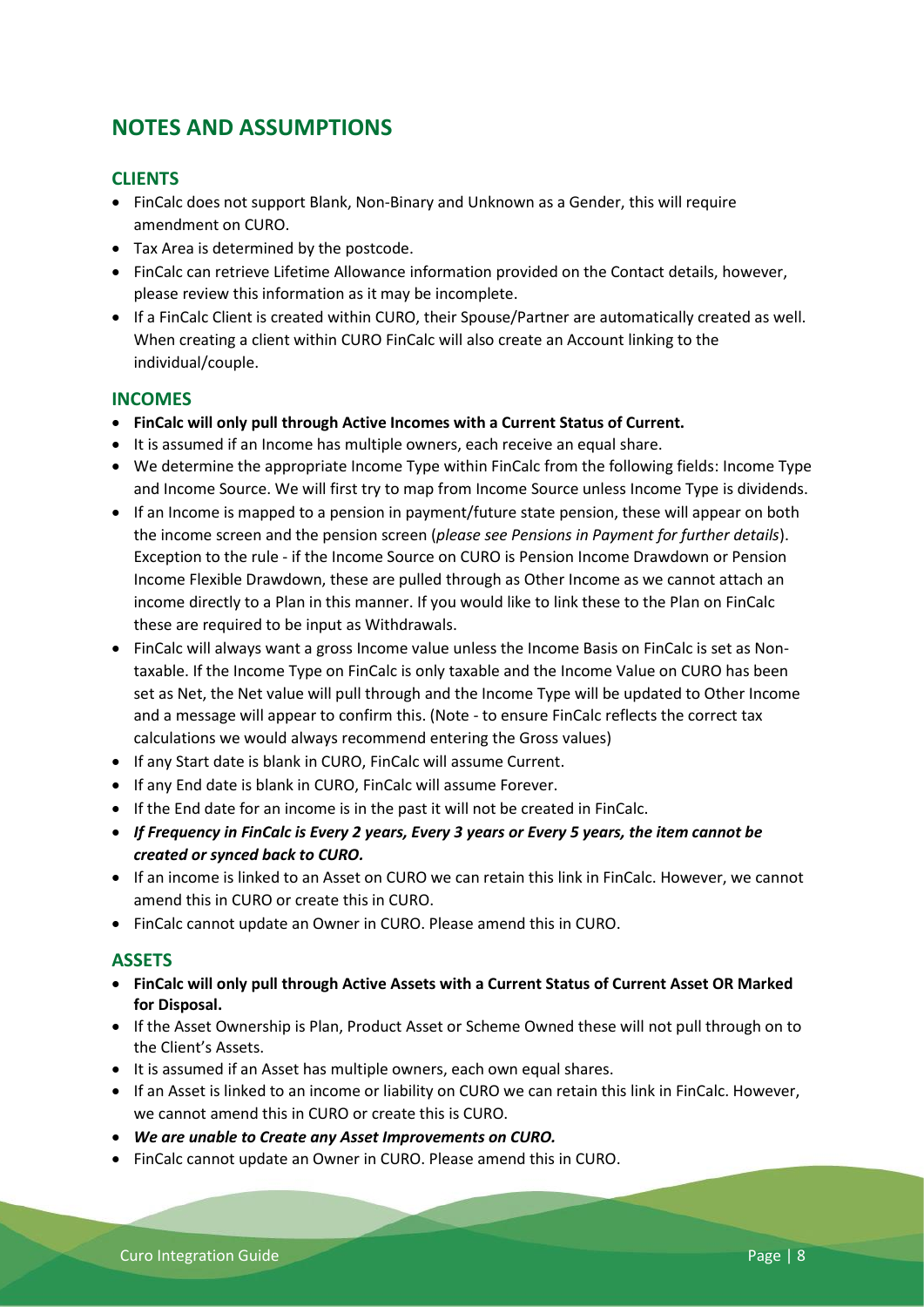# NOTES AND ASSUMPTIONS

## CLIENTS

- FinCalc does not support Blank, Non-Binary and Unknown as a Gender, this will require amendment on CURO.
- Tax Area is determined by the postcode.
- FinCalc can retrieve Lifetime Allowance information provided on the Contact details, however, please review this information as it may be incomplete.
- If a FinCalc Client is created within CURO, their Spouse/Partner are automatically created as well. When creating a client within CURO FinCalc will also create an Account linking to the individual/couple.

## INCOMES

- **FinCalc will only pull through Active Incomes with a Current Status of Current.**
- It is assumed if an Income has multiple owners, each receive an equal share.
- We determine the appropriate Income Type within FinCalc from the following fields: Income Type and Income Source. We will first try to map from Income Source unless Income Type is dividends.
- If an Income is mapped to a pension in payment/future state pension, these will appear on both the income screen and the pension screen (*please see Pensions in Payment for further details*). Exception to the rule - if the Income Source on CURO is Pension Income Drawdown or Pension Income Flexible Drawdown, these are pulled through as Other Income as we cannot attach an income directly to a Plan in this manner. If you would like to link these to the Plan on FinCalc these are required to be input as Withdrawals.
- FinCalc will always want a gross Income value unless the Income Basis on FinCalc is set as Non-taxable. If the Income Type on FinCalc is only taxable and the Income Value on CURO has been set as Net, the Net value will pull through and the Income Type will be updated to Other Income and a message will appear to confirm this. (Note - to ensure FinCalc reflects the correct tax calculations we would always recommend entering the Gross values)
- If any Start date is blank in CURO, FinCalc will assume Current.
- If any End date is blank in CURO, FinCalc will assume Forever.
- If the End date for an income is in the past it will not be created in FinCalc.
- ***If Frequency in FinCalc is Every 2 years, Every 3 years or Every 5 years, the item cannot be created or synced back to CURO.***
- If an income is linked to an Asset on CURO we can retain this link in FinCalc. However, we cannot amend this in CURO or create this in CURO.
- FinCalc cannot update an Owner in CURO. Please amend this in CURO.

## ASSETS

- **FinCalc will only pull through Active Assets with a Current Status of Current Asset OR Marked for Disposal.**
- If the Asset Ownership is Plan, Product Asset or Scheme Owned these will not pull through on to the Client's Assets.
- It is assumed if an Asset has multiple owners, each own equal shares.
- If an Asset is linked to an income or liability on CURO we can retain this link in FinCalc. However, we cannot amend this in CURO or create this is CURO.
- ***We are unable to Create any Asset Improvements on CURO.***
- FinCalc cannot update an Owner in CURO. Please amend this in CURO.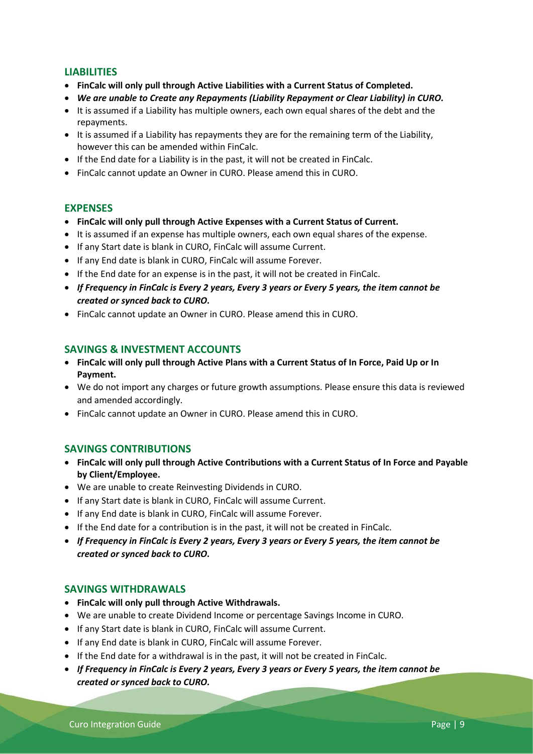## LIABILITIES

- **FinCalc will only pull through Active Liabilities with a Current Status of Completed.**
- ***We are unable to Create any Repayments (Liability Repayment or Clear Liability) in CURO.***
- It is assumed if a Liability has multiple owners, each own equal shares of the debt and the repayments.
- It is assumed if a Liability has repayments they are for the remaining term of the Liability, however this can be amended within FinCalc.
- If the End date for a Liability is in the past, it will not be created in FinCalc.
- FinCalc cannot update an Owner in CURO. Please amend this in CURO.

## EXPENSES

- **FinCalc will only pull through Active Expenses with a Current Status of Current.**
- It is assumed if an expense has multiple owners, each own equal shares of the expense.
- If any Start date is blank in CURO, FinCalc will assume Current.
- If any End date is blank in CURO, FinCalc will assume Forever.
- If the End date for an expense is in the past, it will not be created in FinCalc.
- ***If Frequency in FinCalc is Every 2 years, Every 3 years or Every 5 years, the item cannot be created or synced back to CURO.***
- FinCalc cannot update an Owner in CURO. Please amend this in CURO.

## SAVINGS & INVESTMENT ACCOUNTS

- **FinCalc will only pull through Active Plans with a Current Status of In Force, Paid Up or In Payment.**
- We do not import any charges or future growth assumptions. Please ensure this data is reviewed and amended accordingly.
- FinCalc cannot update an Owner in CURO. Please amend this in CURO.

## SAVINGS CONTRIBUTIONS

- **FinCalc will only pull through Active Contributions with a Current Status of In Force and Payable by Client/Employee.**
- We are unable to create Reinvesting Dividends in CURO.
- If any Start date is blank in CURO, FinCalc will assume Current.
- If any End date is blank in CURO, FinCalc will assume Forever.
- If the End date for a contribution is in the past, it will not be created in FinCalc.
- ***If Frequency in FinCalc is Every 2 years, Every 3 years or Every 5 years, the item cannot be created or synced back to CURO.***

## SAVINGS WITHDRAWALS

- **FinCalc will only pull through Active Withdrawals.**
- We are unable to create Dividend Income or percentage Savings Income in CURO.
- If any Start date is blank in CURO, FinCalc will assume Current.
- If any End date is blank in CURO, FinCalc will assume Forever.
- If the End date for a withdrawal is in the past, it will not be created in FinCalc.
- ***If Frequency in FinCalc is Every 2 years, Every 3 years or Every 5 years, the item cannot be created or synced back to CURO.***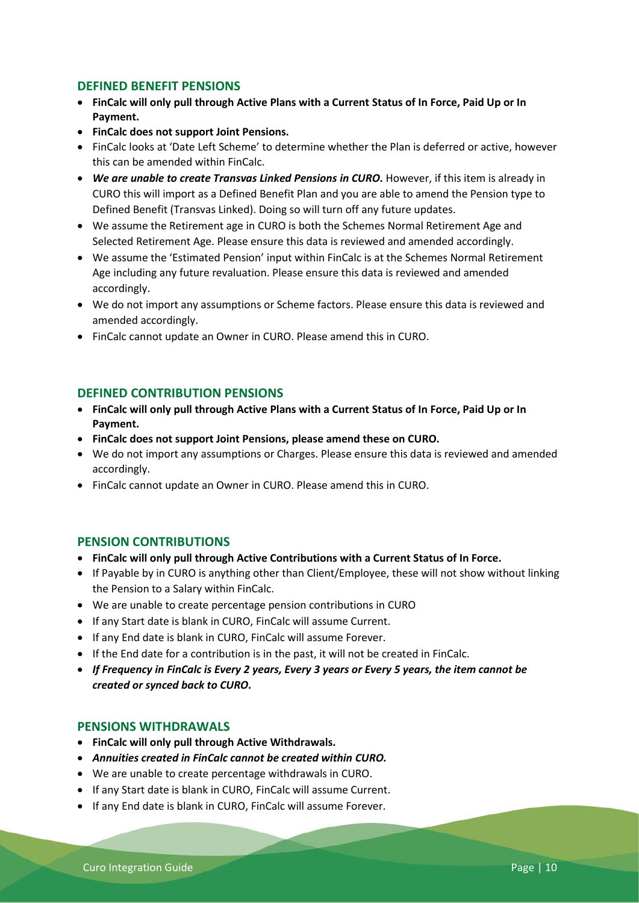## DEFINED BENEFIT PENSIONS

- **FinCalc will only pull through Active Plans with a Current Status of In Force, Paid Up or In Payment.**
- **FinCalc does not support Joint Pensions.**
- FinCalc looks at 'Date Left Scheme' to determine whether the Plan is deferred or active, however this can be amended within FinCalc.
- ***We are unable to create Transvas Linked Pensions in CURO.*** However, if this item is already in CURO this will import as a Defined Benefit Plan and you are able to amend the Pension type to Defined Benefit (Transvas Linked). Doing so will turn off any future updates.
- We assume the Retirement age in CURO is both the Schemes Normal Retirement Age and Selected Retirement Age. Please ensure this data is reviewed and amended accordingly.
- We assume the 'Estimated Pension' input within FinCalc is at the Schemes Normal Retirement Age including any future revaluation. Please ensure this data is reviewed and amended accordingly.
- We do not import any assumptions or Scheme factors. Please ensure this data is reviewed and amended accordingly.
- FinCalc cannot update an Owner in CURO. Please amend this in CURO.

## DEFINED CONTRIBUTION PENSIONS

- **FinCalc will only pull through Active Plans with a Current Status of In Force, Paid Up or In Payment.**
- **FinCalc does not support Joint Pensions, please amend these on CURO.**
- We do not import any assumptions or Charges. Please ensure this data is reviewed and amended accordingly.
- FinCalc cannot update an Owner in CURO. Please amend this in CURO.

## PENSION CONTRIBUTIONS

- **FinCalc will only pull through Active Contributions with a Current Status of In Force.**
- If Payable by in CURO is anything other than Client/Employee, these will not show without linking the Pension to a Salary within FinCalc.
- We are unable to create percentage pension contributions in CURO
- If any Start date is blank in CURO, FinCalc will assume Current.
- If any End date is blank in CURO, FinCalc will assume Forever.
- If the End date for a contribution is in the past, it will not be created in FinCalc.
- ***If Frequency in FinCalc is Every 2 years, Every 3 years or Every 5 years, the item cannot be created or synced back to CURO.***

## PENSIONS WITHDRAWALS

- **FinCalc will only pull through Active Withdrawals.**
- ***Annuities created in FinCalc cannot be created within CURO.***
- We are unable to create percentage withdrawals in CURO.
- If any Start date is blank in CURO, FinCalc will assume Current.
- If any End date is blank in CURO, FinCalc will assume Forever.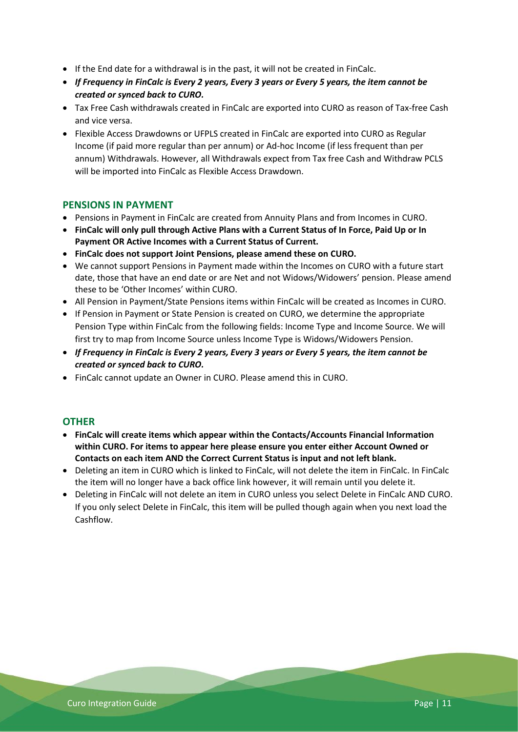- If the End date for a withdrawal is in the past, it will not be created in FinCalc.
- ***If Frequency in FinCalc is Every 2 years, Every 3 years or Every 5 years, the item cannot be created or synced back to CURO.***
- Tax Free Cash withdrawals created in FinCalc are exported into CURO as reason of Tax-free Cash and vice versa.
- Flexible Access Drawdowns or UFPLS created in FinCalc are exported into CURO as Regular Income (if paid more regular than per annum) or Ad-hoc Income (if less frequent than per annum) Withdrawals. However, all Withdrawals expect from Tax free Cash and Withdraw PCLS will be imported into FinCalc as Flexible Access Drawdown.

## PENSIONS IN PAYMENT

- Pensions in Payment in FinCalc are created from Annuity Plans and from Incomes in CURO.
- **FinCalc will only pull through Active Plans with a Current Status of In Force, Paid Up or In Payment OR Active Incomes with a Current Status of Current.**
- **FinCalc does not support Joint Pensions, please amend these on CURO.**
- We cannot support Pensions in Payment made within the Incomes on CURO with a future start date, those that have an end date or are Net and not Widows/Widowers' pension. Please amend these to be 'Other Incomes' within CURO.
- All Pension in Payment/State Pensions items within FinCalc will be created as Incomes in CURO.
- If Pension in Payment or State Pension is created on CURO, we determine the appropriate Pension Type within FinCalc from the following fields: Income Type and Income Source. We will first try to map from Income Source unless Income Type is Widows/Widowers Pension.
- ***If Frequency in FinCalc is Every 2 years, Every 3 years or Every 5 years, the item cannot be created or synced back to CURO.***
- FinCalc cannot update an Owner in CURO. Please amend this in CURO.

## OTHER

- **FinCalc will create items which appear within the Contacts/Accounts Financial Information within CURO. For items to appear here please ensure you enter either Account Owned or Contacts on each item AND the Correct Current Status is input and not left blank.**
- Deleting an item in CURO which is linked to FinCalc, will not delete the item in FinCalc. In FinCalc the item will no longer have a back office link however, it will remain until you delete it.
- Deleting in FinCalc will not delete an item in CURO unless you select Delete in FinCalc AND CURO. If you only select Delete in FinCalc, this item will be pulled though again when you next load the Cashflow.